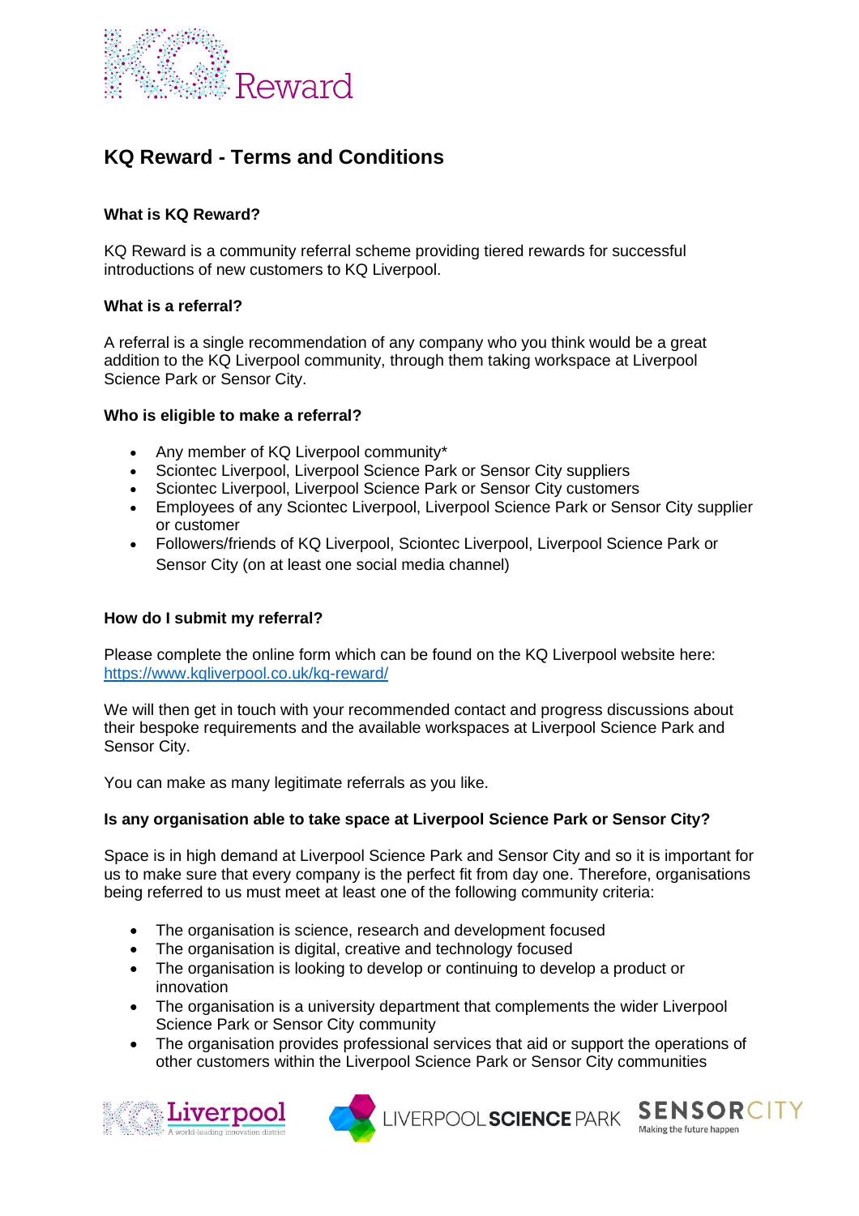# KQ Reward - Terms and Conditions

### What is KQ Reward?

KQ Reward is a community referral scheme providing tiered rewards for successful introductions of new customers to KQ Liverpool.

### What is a referral?

A referral is a single recommendation of any company who you think would be a great addition to the KQ Liverpool community, through them taking workspace at Liverpool Science Park or Sensor City.

### Who is eligible to make a referral?

- Any member of KQ Liverpool community*
- Sciontec Liverpool, Liverpool Science Park or Sensor City suppliers
- Sciontec Liverpool, Liverpool Science Park or Sensor City customers
- Employees of any Sciontec Liverpool, Liverpool Science Park or Sensor City supplier or customer
- Followers/friends of KQ Liverpool, Sciontec Liverpool, Liverpool Science Park or Sensor City (on at least one social media channel)

### How do I submit my referral?

Please complete the online form which can be found on the KQ Liverpool website here: https://www.kqliverpool.co.uk/kq-reward/

We will then get in touch with your recommended contact and progress discussions about their bespoke requirements and the available workspaces at Liverpool Science Park and Sensor City.

You can make as many legitimate referrals as you like.

### Is any organisation able to take space at Liverpool Science Park or Sensor City?

Space is in high demand at Liverpool Science Park and Sensor City and so it is important for us to make sure that every company is the perfect fit from day one. Therefore, organisations being referred to us must meet at least one of the following community criteria:

- The organisation is science, research and development focused
- The organisation is digital, creative and technology focused
- The organisation is looking to develop or continuing to develop a product or innovation
- The organisation is a university department that complements the wider Liverpool Science Park or Sensor City community
- The organisation provides professional services that aid or support the operations of other customers within the Liverpool Science Park or Sensor City communities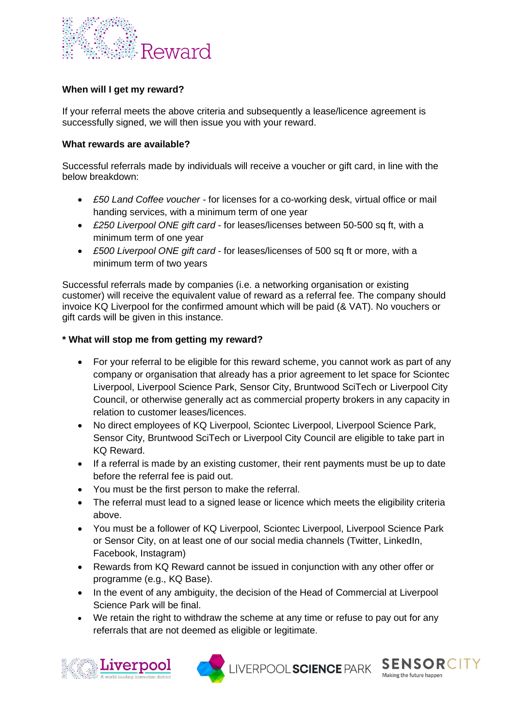**When will I get my reward?**

If your referral meets the above criteria and subsequently a lease/licence agreement is successfully signed, we will then issue you with your reward.

**What rewards are available?**

Successful referrals made by individuals will receive a voucher or gift card, in line with the below breakdown:

- *£50 Land Coffee voucher* - for licenses for a co-working desk, virtual office or mail handing services, with a minimum term of one year
- *£250 Liverpool ONE gift card* - for leases/licenses between 50-500 sq ft, with a minimum term of one year
- *£500 Liverpool ONE gift card* - for leases/licenses of 500 sq ft or more, with a minimum term of two years

Successful referrals made by companies (i.e. a networking organisation or existing customer) will receive the equivalent value of reward as a referral fee. The company should invoice KQ Liverpool for the confirmed amount which will be paid (& VAT). No vouchers or gift cards will be given in this instance.

**\* What will stop me from getting my reward?**

- For your referral to be eligible for this reward scheme, you cannot work as part of any company or organisation that already has a prior agreement to let space for Sciontec Liverpool, Liverpool Science Park, Sensor City, Bruntwood SciTech or Liverpool City Council, or otherwise generally act as commercial property brokers in any capacity in relation to customer leases/licences.
- No direct employees of KQ Liverpool, Sciontec Liverpool, Liverpool Science Park, Sensor City, Bruntwood SciTech or Liverpool City Council are eligible to take part in KQ Reward.
- If a referral is made by an existing customer, their rent payments must be up to date before the referral fee is paid out.
- You must be the first person to make the referral.
- The referral must lead to a signed lease or licence which meets the eligibility criteria above.
- You must be a follower of KQ Liverpool, Sciontec Liverpool, Liverpool Science Park or Sensor City, on at least one of our social media channels (Twitter, LinkedIn, Facebook, Instagram)
- Rewards from KQ Reward cannot be issued in conjunction with any other offer or programme (e.g., KQ Base).
- In the event of any ambiguity, the decision of the Head of Commercial at Liverpool Science Park will be final.
- We retain the right to withdraw the scheme at any time or refuse to pay out for any referrals that are not deemed as eligible or legitimate.